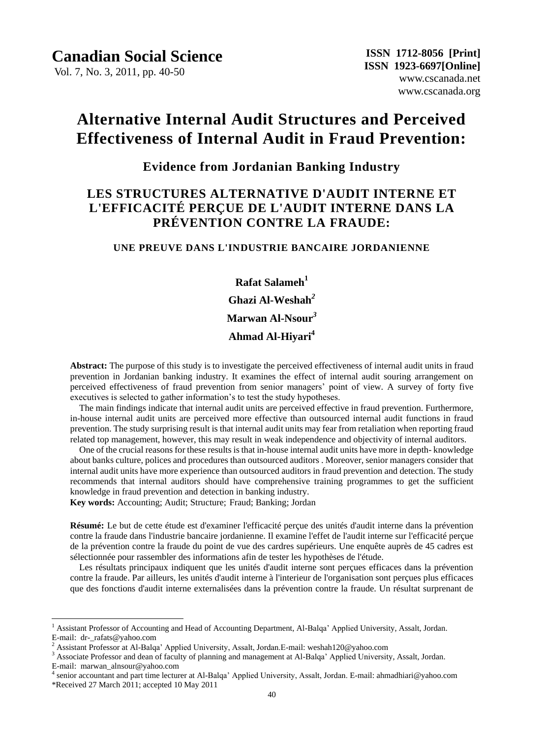# Alternative Internal Audit Structures and Perceived Effectiveness of Internal Audit in Fraud Prevention:

## Evidence from Jordanian Banking Industry

# LES STRUCTURES ALTERNATIVE D'AUDIT INTERNE ET L'EFFICACITÉ PERÇUE DE L'AUDIT INTERNE DANS LA PRÉVENTION CONTRE LA FRAUDE:

### UNE PREUVE DANS L'INDUSTRIE BANCAIRE JORDANIENNE

**Rafat Salameh**[1]

**Ghazi Al-Weshah**[2]

**Marwan Al-Nsour**[3]

**Ahmad Al-Hiyari**[4]

**Abstract:** The purpose of this study is to investigate the perceived effectiveness of internal audit units in fraud prevention in Jordanian banking industry. It examines the effect of internal audit souring arrangement on perceived effectiveness of fraud prevention from senior managers' point of view. A survey of forty five executives is selected to gather information's to test the study hypotheses.

The main findings indicate that internal audit units are perceived effective in fraud prevention. Furthermore, in-house internal audit units are perceived more effective than outsourced internal audit functions in fraud prevention. The study surprising result is that internal audit units may fear from retaliation when reporting fraud related top management, however, this may result in weak independence and objectivity of internal auditors.

One of the crucial reasons for these results is that in-house internal audit units have more in depth- knowledge about banks culture, polices and procedures than outsourced auditors . Moreover, senior managers consider that internal audit units have more experience than outsourced auditors in fraud prevention and detection. The study recommends that internal auditors should have comprehensive training programmes to get the sufficient knowledge in fraud prevention and detection in banking industry.

**Key words:** Accounting; Audit; Structure; Fraud; Banking; Jordan

**Résumé:** Le but de cette étude est d'examiner l'efficacité perçue des unités d'audit interne dans la prévention contre la fraude dans l'industrie bancaire jordanienne. Il examine l'effet de l'audit interne sur l'efficacité perçue de la prévention contre la fraude du point de vue des cardres supérieurs. Une enquête auprès de 45 cadres est sélectionnée pour rassembler des informations afin de tester les hypothèses de l'étude.

Les résultats principaux indiquent que les unités d'audit interne sont perçues efficaces dans la prévention contre la fraude. Par ailleurs, les unités d'audit interne à l'interieur de l'organisation sont perçues plus efficaces que des fonctions d'audit interne externalisées dans la prévention contre la fraude. Un résultat surprenant de

---

[1] Assistant Professor of Accounting and Head of Accounting Department, Al-Balqa' Applied University, Assalt, Jordan. E-mail: dr-_rafats@yahoo.com

[2] Assistant Professor at Al-Balqa' Applied University, Assalt, Jordan.E-mail: weshah120@yahoo.com

[3] Associate Professor and dean of faculty of planning and management at Al-Balqa' Applied University, Assalt, Jordan. E-mail: marwan_alnsour@yahoo.com

[4] senior accountant and part time lecturer at Al-Balqa' Applied University, Assalt, Jordan. E-mail: ahmadhiari@yahoo.com

*Received 27 March 2011; accepted 10 May 2011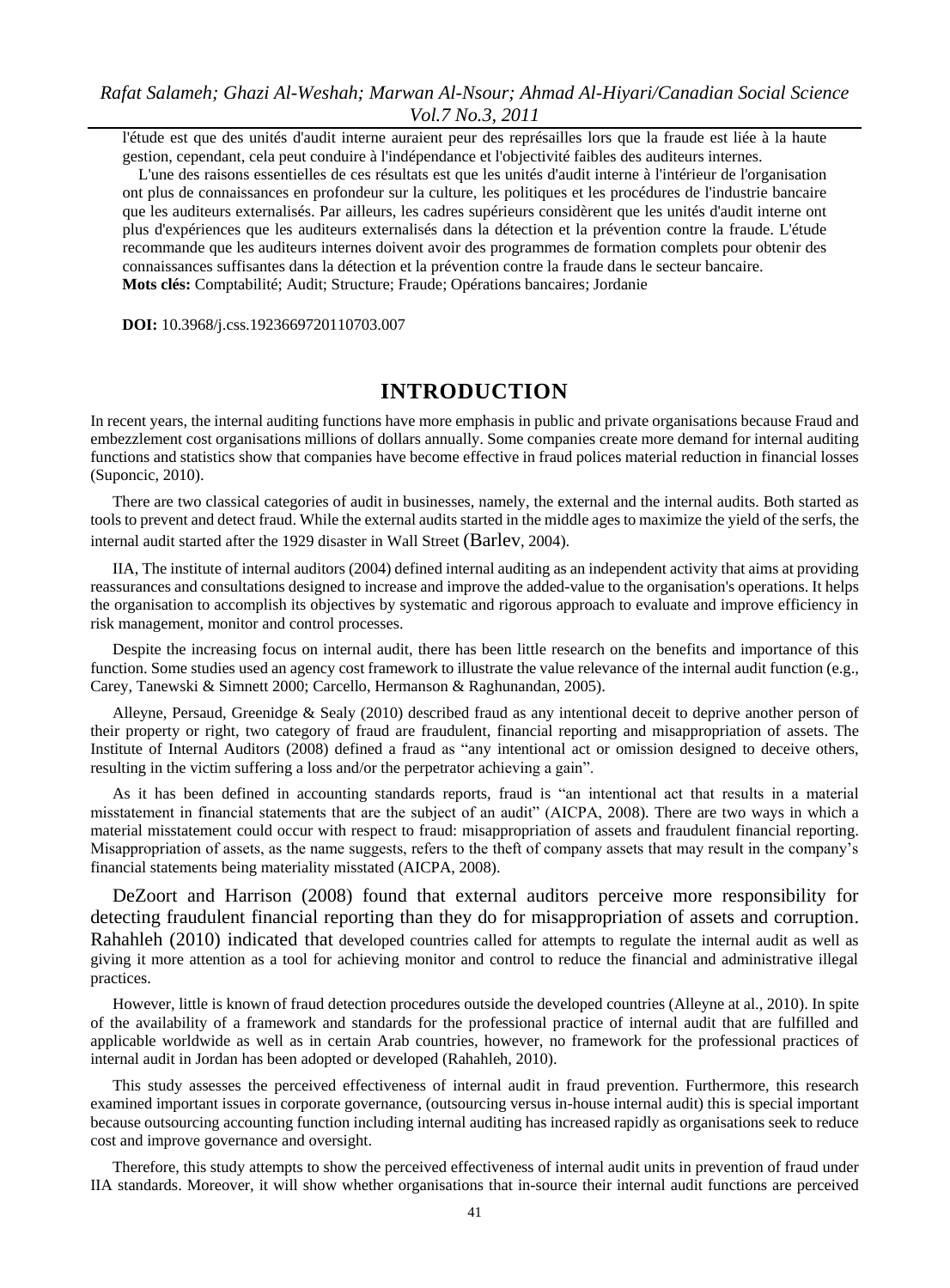l'étude est que des unités d'audit interne auraient peur des représailles lors que la fraude est liée à la haute gestion, cependant, cela peut conduire à l'indépendance et l'objectivité faibles des auditeurs internes.

L'une des raisons essentielles de ces résultats est que les unités d'audit interne à l'intérieur de l'organisation ont plus de connaissances en profondeur sur la culture, les politiques et les procédures de l'industrie bancaire que les auditeurs externalisés. Par ailleurs, les cadres supérieurs considèrent que les unités d'audit interne ont plus d'expériences que les auditeurs externalisés dans la détection et la prévention contre la fraude. L'étude recommande que les auditeurs internes doivent avoir des programmes de formation complets pour obtenir des connaissances suffisantes dans la détection et la prévention contre la fraude dans le secteur bancaire.

**Mots clés:** Comptabilité; Audit; Structure; Fraude; Opérations bancaires; Jordanie

**DOI:** 10.3968/j.css.1923669720110703.007

## INTRODUCTION

In recent years, the internal auditing functions have more emphasis in public and private organisations because Fraud and embezzlement cost organisations millions of dollars annually. Some companies create more demand for internal auditing functions and statistics show that companies have become effective in fraud polices material reduction in financial losses (Suponcic, 2010).

There are two classical categories of audit in businesses, namely, the external and the internal audits. Both started as tools to prevent and detect fraud. While the external audits started in the middle ages to maximize the yield of the serfs, the internal audit started after the 1929 disaster in Wall Street (Barlev, 2004).

IIA, The institute of internal auditors (2004) defined internal auditing as an independent activity that aims at providing reassurances and consultations designed to increase and improve the added-value to the organisation's operations. It helps the organisation to accomplish its objectives by systematic and rigorous approach to evaluate and improve efficiency in risk management, monitor and control processes.

Despite the increasing focus on internal audit, there has been little research on the benefits and importance of this function. Some studies used an agency cost framework to illustrate the value relevance of the internal audit function (e.g., Carey, Tanewski & Simnett 2000; Carcello, Hermanson & Raghunandan, 2005).

Alleyne, Persaud, Greenidge & Sealy (2010) described fraud as any intentional deceit to deprive another person of their property or right, two category of fraud are fraudulent, financial reporting and misappropriation of assets. The Institute of Internal Auditors (2008) defined a fraud as "any intentional act or omission designed to deceive others, resulting in the victim suffering a loss and/or the perpetrator achieving a gain".

As it has been defined in accounting standards reports, fraud is "an intentional act that results in a material misstatement in financial statements that are the subject of an audit" (AICPA, 2008). There are two ways in which a material misstatement could occur with respect to fraud: misappropriation of assets and fraudulent financial reporting. Misappropriation of assets, as the name suggests, refers to the theft of company assets that may result in the company's financial statements being materiality misstated (AICPA, 2008).

DeZoort and Harrison (2008) found that external auditors perceive more responsibility for detecting fraudulent financial reporting than they do for misappropriation of assets and corruption. Rahahleh (2010) indicated that developed countries called for attempts to regulate the internal audit as well as giving it more attention as a tool for achieving monitor and control to reduce the financial and administrative illegal practices.

However, little is known of fraud detection procedures outside the developed countries (Alleyne at al., 2010). In spite of the availability of a framework and standards for the professional practice of internal audit that are fulfilled and applicable worldwide as well as in certain Arab countries, however, no framework for the professional practices of internal audit in Jordan has been adopted or developed (Rahahleh, 2010).

This study assesses the perceived effectiveness of internal audit in fraud prevention. Furthermore, this research examined important issues in corporate governance, (outsourcing versus in-house internal audit) this is special important because outsourcing accounting function including internal auditing has increased rapidly as organisations seek to reduce cost and improve governance and oversight.

Therefore, this study attempts to show the perceived effectiveness of internal audit units in prevention of fraud under IIA standards. Moreover, it will show whether organisations that in-source their internal audit functions are perceived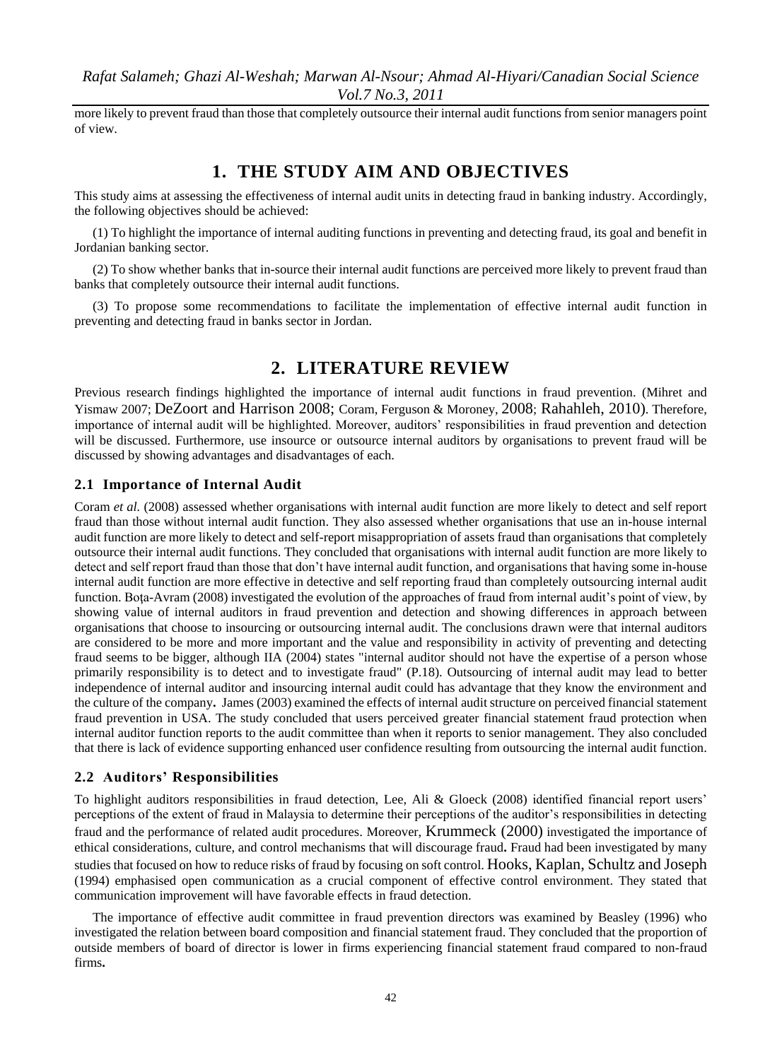more likely to prevent fraud than those that completely outsource their internal audit functions from senior managers point of view.

# 1. THE STUDY AIM AND OBJECTIVES

This study aims at assessing the effectiveness of internal audit units in detecting fraud in banking industry. Accordingly, the following objectives should be achieved:

(1) To highlight the importance of internal auditing functions in preventing and detecting fraud, its goal and benefit in Jordanian banking sector.

(2) To show whether banks that in-source their internal audit functions are perceived more likely to prevent fraud than banks that completely outsource their internal audit functions.

(3) To propose some recommendations to facilitate the implementation of effective internal audit function in preventing and detecting fraud in banks sector in Jordan.

# 2. LITERATURE REVIEW

Previous research findings highlighted the importance of internal audit functions in fraud prevention. (Mihret and Yismaw 2007; DeZoort and Harrison 2008; Coram, Ferguson & Moroney, 2008; Rahahleh, 2010). Therefore, importance of internal audit will be highlighted. Moreover, auditors' responsibilities in fraud prevention and detection will be discussed. Furthermore, use insource or outsource internal auditors by organisations to prevent fraud will be discussed by showing advantages and disadvantages of each.

## 2.1 Importance of Internal Audit

Coram *et al.* (2008) assessed whether organisations with internal audit function are more likely to detect and self report fraud than those without internal audit function. They also assessed whether organisations that use an in-house internal audit function are more likely to detect and self-report misappropriation of assets fraud than organisations that completely outsource their internal audit functions. They concluded that organisations with internal audit function are more likely to detect and self report fraud than those that don't have internal audit function, and organisations that having some in-house internal audit function are more effective in detective and self reporting fraud than completely outsourcing internal audit function. Boţa-Avram (2008) investigated the evolution of the approaches of fraud from internal audit's point of view, by showing value of internal auditors in fraud prevention and detection and showing differences in approach between organisations that choose to insourcing or outsourcing internal audit. The conclusions drawn were that internal auditors are considered to be more and more important and the value and responsibility in activity of preventing and detecting fraud seems to be bigger, although IIA (2004) states "internal auditor should not have the expertise of a person whose primarily responsibility is to detect and to investigate fraud" (P.18). Outsourcing of internal audit may lead to better independence of internal auditor and insourcing internal audit could has advantage that they know the environment and the culture of the company**.** James (2003) examined the effects of internal audit structure on perceived financial statement fraud prevention in USA. The study concluded that users perceived greater financial statement fraud protection when internal auditor function reports to the audit committee than when it reports to senior management. They also concluded that there is lack of evidence supporting enhanced user confidence resulting from outsourcing the internal audit function.

## 2.2 Auditors' Responsibilities

To highlight auditors responsibilities in fraud detection, Lee, Ali & Gloeck (2008) identified financial report users' perceptions of the extent of fraud in Malaysia to determine their perceptions of the auditor's responsibilities in detecting fraud and the performance of related audit procedures. Moreover, Krummeck (2000) investigated the importance of ethical considerations, culture, and control mechanisms that will discourage fraud**.** Fraud had been investigated by many studies that focused on how to reduce risks of fraud by focusing on soft control. Hooks, Kaplan, Schultz and Joseph (1994) emphasised open communication as a crucial component of effective control environment. They stated that communication improvement will have favorable effects in fraud detection.

The importance of effective audit committee in fraud prevention directors was examined by Beasley (1996) who investigated the relation between board composition and financial statement fraud. They concluded that the proportion of outside members of board of director is lower in firms experiencing financial statement fraud compared to non-fraud firms**.**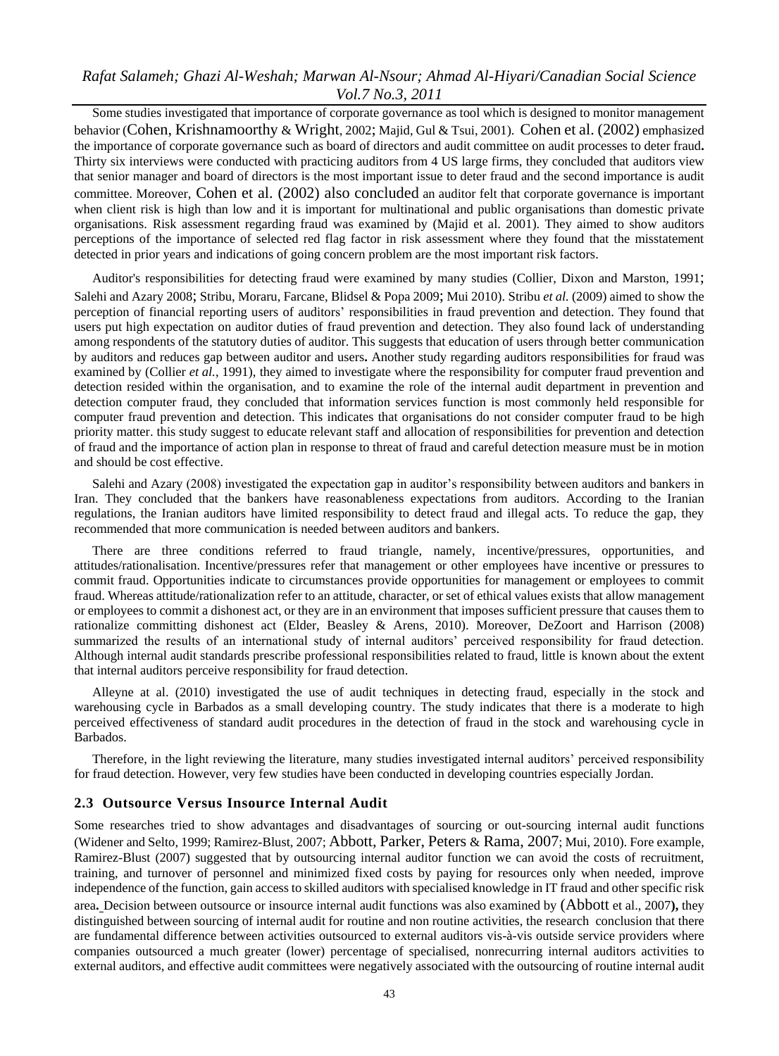Some studies investigated that importance of corporate governance as tool which is designed to monitor management behavior (Cohen, Krishnamoorthy & Wright, 2002; Majid, Gul & Tsui, 2001). Cohen et al. (2002) emphasized the importance of corporate governance such as board of directors and audit committee on audit processes to deter fraud**.** Thirty six interviews were conducted with practicing auditors from 4 US large firms, they concluded that auditors view that senior manager and board of directors is the most important issue to deter fraud and the second importance is audit committee. Moreover, Cohen et al. (2002) also concluded an auditor felt that corporate governance is important when client risk is high than low and it is important for multinational and public organisations than domestic private organisations. Risk assessment regarding fraud was examined by (Majid et al. 2001). They aimed to show auditors perceptions of the importance of selected red flag factor in risk assessment where they found that the misstatement detected in prior years and indications of going concern problem are the most important risk factors.

Auditor's responsibilities for detecting fraud were examined by many studies (Collier, Dixon and Marston, 1991; Salehi and Azary 2008; Stribu, Moraru, Farcane, Blidsel & Popa 2009; Mui 2010). Stribu *et al.* (2009) aimed to show the perception of financial reporting users of auditors' responsibilities in fraud prevention and detection. They found that users put high expectation on auditor duties of fraud prevention and detection. They also found lack of understanding among respondents of the statutory duties of auditor. This suggests that education of users through better communication by auditors and reduces gap between auditor and users**.** Another study regarding auditors responsibilities for fraud was examined by (Collier *et al.*, 1991), they aimed to investigate where the responsibility for computer fraud prevention and detection resided within the organisation, and to examine the role of the internal audit department in prevention and detection computer fraud, they concluded that information services function is most commonly held responsible for computer fraud prevention and detection. This indicates that organisations do not consider computer fraud to be high priority matter. this study suggest to educate relevant staff and allocation of responsibilities for prevention and detection of fraud and the importance of action plan in response to threat of fraud and careful detection measure must be in motion and should be cost effective.

Salehi and Azary (2008) investigated the expectation gap in auditor's responsibility between auditors and bankers in Iran. They concluded that the bankers have reasonableness expectations from auditors. According to the Iranian regulations, the Iranian auditors have limited responsibility to detect fraud and illegal acts. To reduce the gap, they recommended that more communication is needed between auditors and bankers.

There are three conditions referred to fraud triangle, namely, incentive/pressures, opportunities, and attitudes/rationalisation. Incentive/pressures refer that management or other employees have incentive or pressures to commit fraud. Opportunities indicate to circumstances provide opportunities for management or employees to commit fraud. Whereas attitude/rationalization refer to an attitude, character, or set of ethical values exists that allow management or employees to commit a dishonest act, or they are in an environment that imposes sufficient pressure that causes them to rationalize committing dishonest act (Elder, Beasley & Arens, 2010). Moreover, DeZoort and Harrison (2008) summarized the results of an international study of internal auditors' perceived responsibility for fraud detection. Although internal audit standards prescribe professional responsibilities related to fraud, little is known about the extent that internal auditors perceive responsibility for fraud detection.

Alleyne at al. (2010) investigated the use of audit techniques in detecting fraud, especially in the stock and warehousing cycle in Barbados as a small developing country. The study indicates that there is a moderate to high perceived effectiveness of standard audit procedures in the detection of fraud in the stock and warehousing cycle in Barbados.

Therefore, in the light reviewing the literature, many studies investigated internal auditors' perceived responsibility for fraud detection. However, very few studies have been conducted in developing countries especially Jordan.

### 2.3 Outsource Versus Insource Internal Audit

Some researches tried to show advantages and disadvantages of sourcing or out-sourcing internal audit functions (Widener and Selto, 1999; Ramirez-Blust, 2007; Abbott, Parker, Peters & Rama, 2007; Mui, 2010). Fore example, Ramirez-Blust (2007) suggested that by outsourcing internal auditor function we can avoid the costs of recruitment, training, and turnover of personnel and minimized fixed costs by paying for resources only when needed, improve independence of the function, gain access to skilled auditors with specialised knowledge in IT fraud and other specific risk area**.** Decision between outsource or insource internal audit functions was also examined by (Abbott et al., 2007**),** they distinguished between sourcing of internal audit for routine and non routine activities, the research conclusion that there are fundamental difference between activities outsourced to external auditors vis-à-vis outside service providers where companies outsourced a much greater (lower) percentage of specialised, nonrecurring internal auditors activities to external auditors, and effective audit committees were negatively associated with the outsourcing of routine internal audit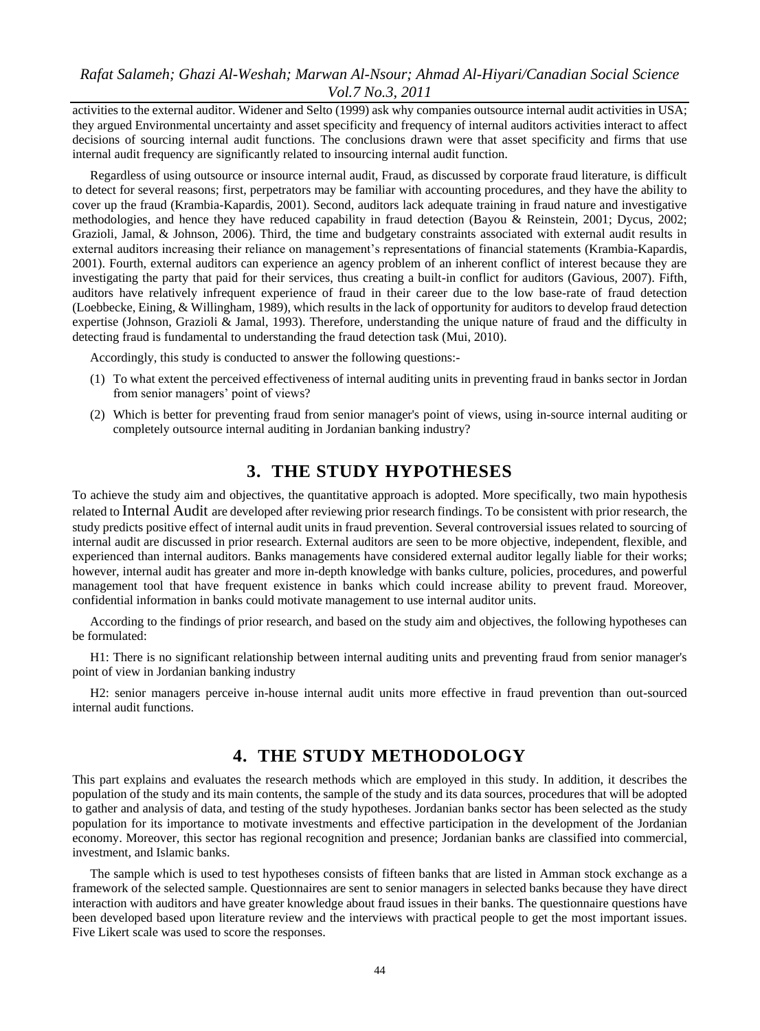activities to the external auditor. Widener and Selto (1999) ask why companies outsource internal audit activities in USA; they argued Environmental uncertainty and asset specificity and frequency of internal auditors activities interact to affect decisions of sourcing internal audit functions. The conclusions drawn were that asset specificity and firms that use internal audit frequency are significantly related to insourcing internal audit function.

Regardless of using outsource or insource internal audit, Fraud, as discussed by corporate fraud literature, is difficult to detect for several reasons; first, perpetrators may be familiar with accounting procedures, and they have the ability to cover up the fraud (Krambia-Kapardis, 2001). Second, auditors lack adequate training in fraud nature and investigative methodologies, and hence they have reduced capability in fraud detection (Bayou & Reinstein, 2001; Dycus, 2002; Grazioli, Jamal, & Johnson, 2006). Third, the time and budgetary constraints associated with external audit results in external auditors increasing their reliance on management's representations of financial statements (Krambia-Kapardis, 2001). Fourth, external auditors can experience an agency problem of an inherent conflict of interest because they are investigating the party that paid for their services, thus creating a built-in conflict for auditors (Gavious, 2007). Fifth, auditors have relatively infrequent experience of fraud in their career due to the low base-rate of fraud detection (Loebbecke, Eining, & Willingham, 1989), which results in the lack of opportunity for auditors to develop fraud detection expertise (Johnson, Grazioli & Jamal, 1993). Therefore, understanding the unique nature of fraud and the difficulty in detecting fraud is fundamental to understanding the fraud detection task (Mui, 2010).

Accordingly, this study is conducted to answer the following questions:-

(1) To what extent the perceived effectiveness of internal auditing units in preventing fraud in banks sector in Jordan from senior managers' point of views?

(2) Which is better for preventing fraud from senior manager's point of views, using in-source internal auditing or completely outsource internal auditing in Jordanian banking industry?

## 3. THE STUDY HYPOTHESES

To achieve the study aim and objectives, the quantitative approach is adopted. More specifically, two main hypothesis related to Internal Audit are developed after reviewing prior research findings. To be consistent with prior research, the study predicts positive effect of internal audit units in fraud prevention. Several controversial issues related to sourcing of internal audit are discussed in prior research. External auditors are seen to be more objective, independent, flexible, and experienced than internal auditors. Banks managements have considered external auditor legally liable for their works; however, internal audit has greater and more in-depth knowledge with banks culture, policies, procedures, and powerful management tool that have frequent existence in banks which could increase ability to prevent fraud. Moreover, confidential information in banks could motivate management to use internal auditor units.

According to the findings of prior research, and based on the study aim and objectives, the following hypotheses can be formulated:

H1: There is no significant relationship between internal auditing units and preventing fraud from senior manager's point of view in Jordanian banking industry

H2: senior managers perceive in-house internal audit units more effective in fraud prevention than out-sourced internal audit functions.

## 4. THE STUDY METHODOLOGY

This part explains and evaluates the research methods which are employed in this study. In addition, it describes the population of the study and its main contents, the sample of the study and its data sources, procedures that will be adopted to gather and analysis of data, and testing of the study hypotheses. Jordanian banks sector has been selected as the study population for its importance to motivate investments and effective participation in the development of the Jordanian economy. Moreover, this sector has regional recognition and presence; Jordanian banks are classified into commercial, investment, and Islamic banks.

The sample which is used to test hypotheses consists of fifteen banks that are listed in Amman stock exchange as a framework of the selected sample. Questionnaires are sent to senior managers in selected banks because they have direct interaction with auditors and have greater knowledge about fraud issues in their banks. The questionnaire questions have been developed based upon literature review and the interviews with practical people to get the most important issues. Five Likert scale was used to score the responses.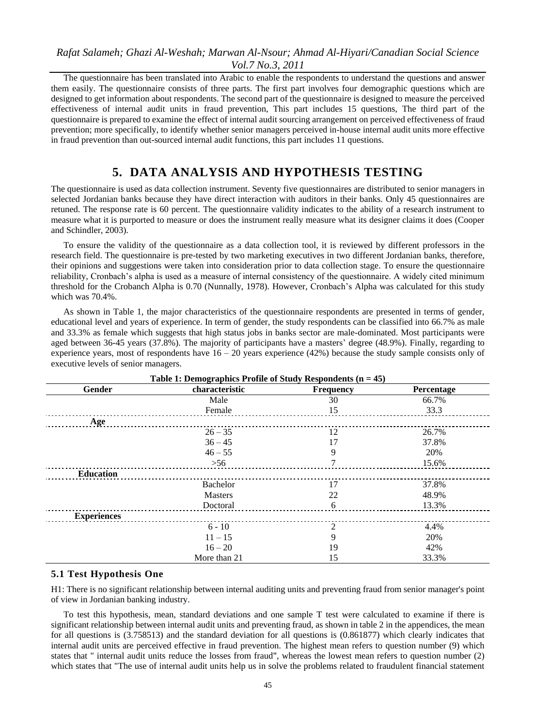The questionnaire has been translated into Arabic to enable the respondents to understand the questions and answer them easily. The questionnaire consists of three parts. The first part involves four demographic questions which are designed to get information about respondents. The second part of the questionnaire is designed to measure the perceived effectiveness of internal audit units in fraud prevention, This part includes 15 questions, The third part of the questionnaire is prepared to examine the effect of internal audit sourcing arrangement on perceived effectiveness of fraud prevention; more specifically, to identify whether senior managers perceived in-house internal audit units more effective in fraud prevention than out-sourced internal audit functions, this part includes 11 questions.

# 5. DATA ANALYSIS AND HYPOTHESIS TESTING

The questionnaire is used as data collection instrument. Seventy five questionnaires are distributed to senior managers in selected Jordanian banks because they have direct interaction with auditors in their banks. Only 45 questionnaires are retuned. The response rate is 60 percent. The questionnaire validity indicates to the ability of a research instrument to measure what it is purported to measure or does the instrument really measure what its designer claims it does (Cooper and Schindler, 2003).

To ensure the validity of the questionnaire as a data collection tool, it is reviewed by different professors in the research field. The questionnaire is pre-tested by two marketing executives in two different Jordanian banks, therefore, their opinions and suggestions were taken into consideration prior to data collection stage. To ensure the questionnaire reliability, Cronbach's alpha is used as a measure of internal consistency of the questionnaire. A widely cited minimum threshold for the Crobanch Alpha is 0.70 (Nunnally, 1978). However, Cronbach's Alpha was calculated for this study which was 70.4%.

As shown in Table 1, the major characteristics of the questionnaire respondents are presented in terms of gender, educational level and years of experience. In term of gender, the study respondents can be classified into 66.7% as male and 33.3% as female which suggests that high status jobs in banks sector are male-dominated. Most participants were aged between 36-45 years (37.8%). The majority of participants have a masters' degree (48.9%). Finally, regarding to experience years, most of respondents have 16 – 20 years experience (42%) because the study sample consists only of executive levels of senior managers.

**Table 1: Demographics Profile of Study Respondents (n = 45)**

| Gender | characteristic | Frequency | Percentage |
|---|---|---|---|
| | Male | 30 | 66.7% |
| | Female | 15 | 33.3 |
| **Age** | | | |
| | 26 – 35 | 12 | 26.7% |
| | 36 – 45 | 17 | 37.8% |
| | 46 – 55 | 9 | 20% |
| | >56 | 7 | 15.6% |
| **Education** | | | |
| | Bachelor | 17 | 37.8% |
| | Masters | 22 | 48.9% |
| | Doctoral | 6 | 13.3% |
| **Experiences** | | | |
| | 6 - 10 | 2 | 4.4% |
| | 11 – 15 | 9 | 20% |
| | 16 – 20 | 19 | 42% |
| | More than 21 | 15 | 33.3% |

### 5.1 Test Hypothesis One

H1: There is no significant relationship between internal auditing units and preventing fraud from senior manager's point of view in Jordanian banking industry.

To test this hypothesis, mean, standard deviations and one sample T test were calculated to examine if there is significant relationship between internal audit units and preventing fraud, as shown in table 2 in the appendices, the mean for all questions is (3.758513) and the standard deviation for all questions is (0.861877) which clearly indicates that internal audit units are perceived effective in fraud prevention. The highest mean refers to question number (9) which states that " internal audit units reduce the losses from fraud", whereas the lowest mean refers to question number (2) which states that "The use of internal audit units help us in solve the problems related to fraudulent financial statement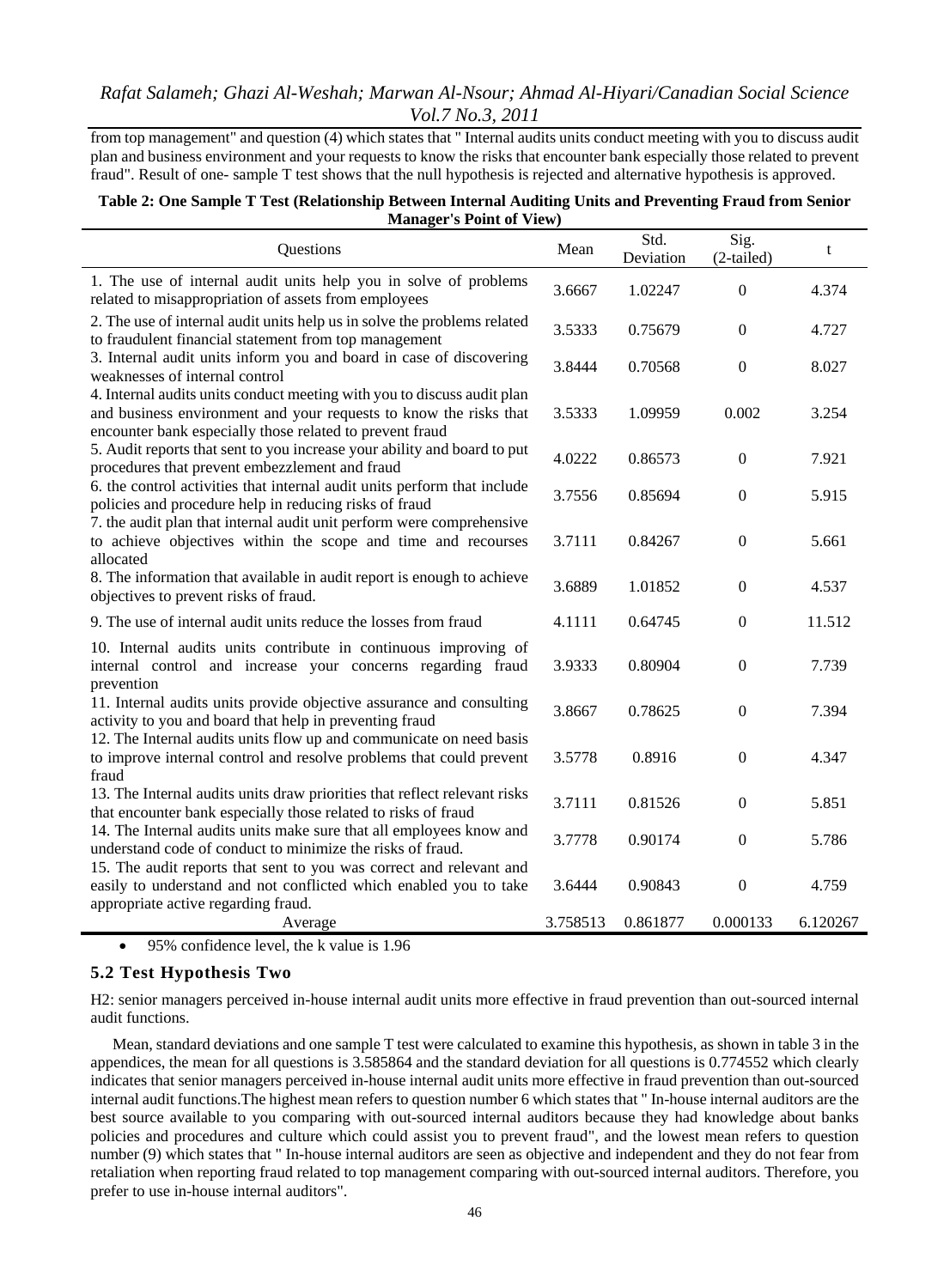from top management" and question (4) which states that " Internal audits units conduct meeting with you to discuss audit plan and business environment and your requests to know the risks that encounter bank especially those related to prevent fraud". Result of one- sample T test shows that the null hypothesis is rejected and alternative hypothesis is approved.

**Table 2: One Sample T Test (Relationship Between Internal Auditing Units and Preventing Fraud from Senior Manager's Point of View)**

| Questions | Mean | Std. Deviation | Sig. (2-tailed) | t |
|---|---|---|---|---|
| 1. The use of internal audit units help you in solve of problems related to misappropriation of assets from employees | 3.6667 | 1.02247 | 0 | 4.374 |
| 2. The use of internal audit units help us in solve the problems related to fraudulent financial statement from top management | 3.5333 | 0.75679 | 0 | 4.727 |
| 3. Internal audit units inform you and board in case of discovering weaknesses of internal control | 3.8444 | 0.70568 | 0 | 8.027 |
| 4. Internal audits units conduct meeting with you to discuss audit plan and business environment and your requests to know the risks that encounter bank especially those related to prevent fraud | 3.5333 | 1.09959 | 0.002 | 3.254 |
| 5. Audit reports that sent to you increase your ability and board to put procedures that prevent embezzlement and fraud | 4.0222 | 0.86573 | 0 | 7.921 |
| 6. the control activities that internal audit units perform that include policies and procedure help in reducing risks of fraud | 3.7556 | 0.85694 | 0 | 5.915 |
| 7. the audit plan that internal audit unit perform were comprehensive to achieve objectives within the scope and time and recourses allocated | 3.7111 | 0.84267 | 0 | 5.661 |
| 8. The information that available in audit report is enough to achieve objectives to prevent risks of fraud. | 3.6889 | 1.01852 | 0 | 4.537 |
| 9. The use of internal audit units reduce the losses from fraud | 4.1111 | 0.64745 | 0 | 11.512 |
| 10. Internal audits units contribute in continuous improving of internal control and increase your concerns regarding fraud prevention | 3.9333 | 0.80904 | 0 | 7.739 |
| 11. Internal audits units provide objective assurance and consulting activity to you and board that help in preventing fraud | 3.8667 | 0.78625 | 0 | 7.394 |
| 12. The Internal audits units flow up and communicate on need basis to improve internal control and resolve problems that could prevent fraud | 3.5778 | 0.8916 | 0 | 4.347 |
| 13. The Internal audits units draw priorities that reflect relevant risks that encounter bank especially those related to risks of fraud | 3.7111 | 0.81526 | 0 | 5.851 |
| 14. The Internal audits units make sure that all employees know and understand code of conduct to minimize the risks of fraud. | 3.7778 | 0.90174 | 0 | 5.786 |
| 15. The audit reports that sent to you was correct and relevant and easily to understand and not conflicted which enabled you to take appropriate active regarding fraud. | 3.6444 | 0.90843 | 0 | 4.759 |
| Average | 3.758513 | 0.861877 | 0.000133 | 6.120267 |

- 95% confidence level, the k value is 1.96

### 5.2 Test Hypothesis Two

H2: senior managers perceived in-house internal audit units more effective in fraud prevention than out-sourced internal audit functions.

Mean, standard deviations and one sample T test were calculated to examine this hypothesis, as shown in table 3 in the appendices, the mean for all questions is 3.585864 and the standard deviation for all questions is 0.774552 which clearly indicates that senior managers perceived in-house internal audit units more effective in fraud prevention than out-sourced internal audit functions.The highest mean refers to question number 6 which states that " In-house internal auditors are the best source available to you comparing with out-sourced internal auditors because they had knowledge about banks policies and procedures and culture which could assist you to prevent fraud", and the lowest mean refers to question number (9) which states that " In-house internal auditors are seen as objective and independent and they do not fear from retaliation when reporting fraud related to top management comparing with out-sourced internal auditors. Therefore, you prefer to use in-house internal auditors".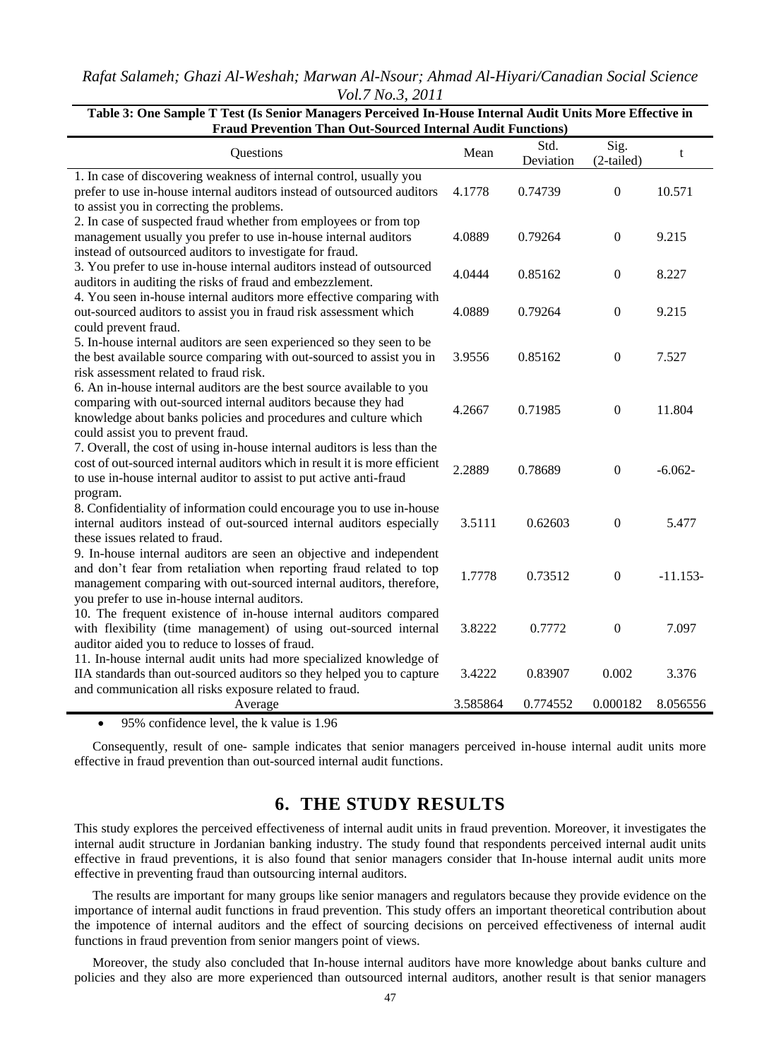**Table 3: One Sample T Test (Is Senior Managers Perceived In-House Internal Audit Units More Effective in Fraud Prevention Than Out-Sourced Internal Audit Functions)**

| Questions | Mean | Std. Deviation | Sig. (2-tailed) | t |
|---|---|---|---|---|
| 1. In case of discovering weakness of internal control, usually you prefer to use in-house internal auditors instead of outsourced auditors to assist you in correcting the problems. | 4.1778 | 0.74739 | 0 | 10.571 |
| 2. In case of suspected fraud whether from employees or from top management usually you prefer to use in-house internal auditors instead of outsourced auditors to investigate for fraud. | 4.0889 | 0.79264 | 0 | 9.215 |
| 3. You prefer to use in-house internal auditors instead of outsourced auditors in auditing the risks of fraud and embezzlement. | 4.0444 | 0.85162 | 0 | 8.227 |
| 4. You seen in-house internal auditors more effective comparing with out-sourced auditors to assist you in fraud risk assessment which could prevent fraud. | 4.0889 | 0.79264 | 0 | 9.215 |
| 5. In-house internal auditors are seen experienced so they seen to be the best available source comparing with out-sourced to assist you in risk assessment related to fraud risk. | 3.9556 | 0.85162 | 0 | 7.527 |
| 6. An in-house internal auditors are the best source available to you comparing with out-sourced internal auditors because they had knowledge about banks policies and procedures and culture which could assist you to prevent fraud. | 4.2667 | 0.71985 | 0 | 11.804 |
| 7. Overall, the cost of using in-house internal auditors is less than the cost of out-sourced internal auditors which in result it is more efficient to use in-house internal auditor to assist to put active anti-fraud program. | 2.2889 | 0.78689 | 0 | -6.062- |
| 8. Confidentiality of information could encourage you to use in-house internal auditors instead of out-sourced internal auditors especially these issues related to fraud. | 3.5111 | 0.62603 | 0 | 5.477 |
| 9. In-house internal auditors are seen an objective and independent and don't fear from retaliation when reporting fraud related to top management comparing with out-sourced internal auditors, therefore, you prefer to use in-house internal auditors. | 1.7778 | 0.73512 | 0 | -11.153- |
| 10. The frequent existence of in-house internal auditors compared with flexibility (time management) of using out-sourced internal auditor aided you to reduce to losses of fraud. | 3.8222 | 0.7772 | 0 | 7.097 |
| 11. In-house internal audit units had more specialized knowledge of IIA standards than out-sourced auditors so they helped you to capture and communication all risks exposure related to fraud. | 3.4222 | 0.83907 | 0.002 | 3.376 |
| Average | 3.585864 | 0.774552 | 0.000182 | 8.056556 |

- 95% confidence level, the k value is 1.96

Consequently, result of one- sample indicates that senior managers perceived in-house internal audit units more effective in fraud prevention than out-sourced internal audit functions.

## 6. THE STUDY RESULTS

This study explores the perceived effectiveness of internal audit units in fraud prevention. Moreover, it investigates the internal audit structure in Jordanian banking industry. The study found that respondents perceived internal audit units effective in fraud preventions, it is also found that senior managers consider that In-house internal audit units more effective in preventing fraud than outsourcing internal auditors.

The results are important for many groups like senior managers and regulators because they provide evidence on the importance of internal audit functions in fraud prevention. This study offers an important theoretical contribution about the impotence of internal auditors and the effect of sourcing decisions on perceived effectiveness of internal audit functions in fraud prevention from senior mangers point of views.

Moreover, the study also concluded that In-house internal auditors have more knowledge about banks culture and policies and they also are more experienced than outsourced internal auditors, another result is that senior managers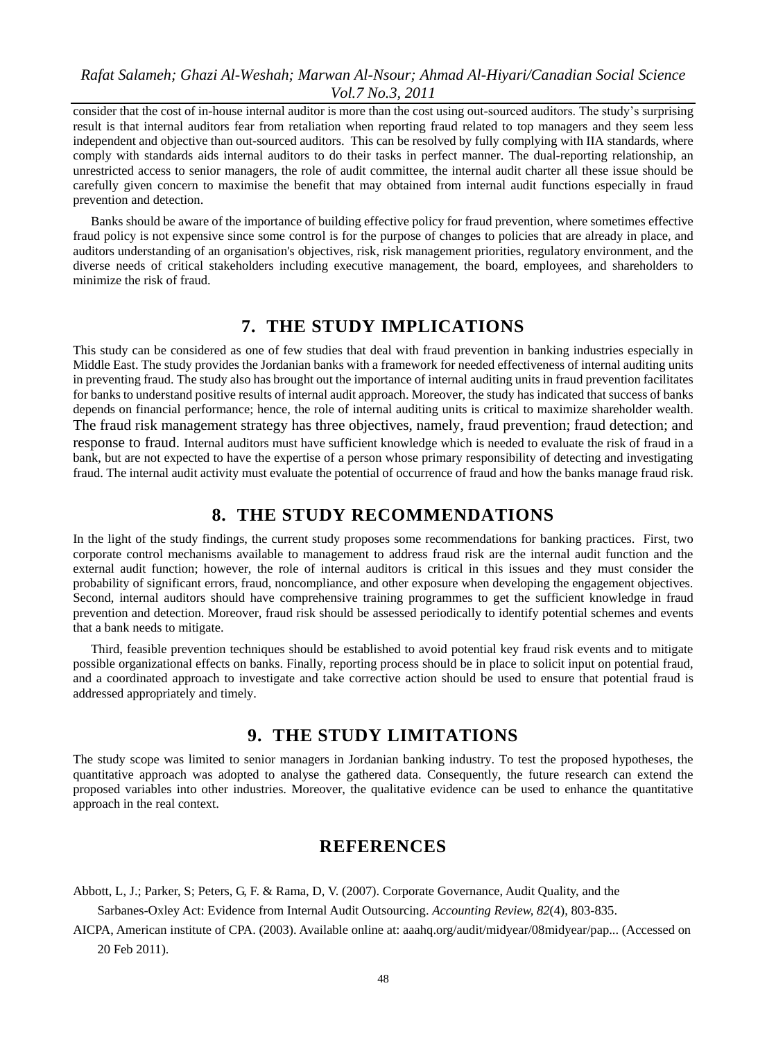consider that the cost of in-house internal auditor is more than the cost using out-sourced auditors. The study's surprising result is that internal auditors fear from retaliation when reporting fraud related to top managers and they seem less independent and objective than out-sourced auditors. This can be resolved by fully complying with IIA standards, where comply with standards aids internal auditors to do their tasks in perfect manner. The dual-reporting relationship, an unrestricted access to senior managers, the role of audit committee, the internal audit charter all these issue should be carefully given concern to maximise the benefit that may obtained from internal audit functions especially in fraud prevention and detection.

Banks should be aware of the importance of building effective policy for fraud prevention, where sometimes effective fraud policy is not expensive since some control is for the purpose of changes to policies that are already in place, and auditors understanding of an organisation's objectives, risk, risk management priorities, regulatory environment, and the diverse needs of critical stakeholders including executive management, the board, employees, and shareholders to minimize the risk of fraud.

## 7. THE STUDY IMPLICATIONS

This study can be considered as one of few studies that deal with fraud prevention in banking industries especially in Middle East. The study provides the Jordanian banks with a framework for needed effectiveness of internal auditing units in preventing fraud. The study also has brought out the importance of internal auditing units in fraud prevention facilitates for banks to understand positive results of internal audit approach. Moreover, the study has indicated that success of banks depends on financial performance; hence, the role of internal auditing units is critical to maximize shareholder wealth. The fraud risk management strategy has three objectives, namely, fraud prevention; fraud detection; and response to fraud. Internal auditors must have sufficient knowledge which is needed to evaluate the risk of fraud in a bank, but are not expected to have the expertise of a person whose primary responsibility of detecting and investigating fraud. The internal audit activity must evaluate the potential of occurrence of fraud and how the banks manage fraud risk.

## 8. THE STUDY RECOMMENDATIONS

In the light of the study findings, the current study proposes some recommendations for banking practices. First, two corporate control mechanisms available to management to address fraud risk are the internal audit function and the external audit function; however, the role of internal auditors is critical in this issues and they must consider the probability of significant errors, fraud, noncompliance, and other exposure when developing the engagement objectives. Second, internal auditors should have comprehensive training programmes to get the sufficient knowledge in fraud prevention and detection. Moreover, fraud risk should be assessed periodically to identify potential schemes and events that a bank needs to mitigate.

Third, feasible prevention techniques should be established to avoid potential key fraud risk events and to mitigate possible organizational effects on banks. Finally, reporting process should be in place to solicit input on potential fraud, and a coordinated approach to investigate and take corrective action should be used to ensure that potential fraud is addressed appropriately and timely.

## 9. THE STUDY LIMITATIONS

The study scope was limited to senior managers in Jordanian banking industry. To test the proposed hypotheses, the quantitative approach was adopted to analyse the gathered data. Consequently, the future research can extend the proposed variables into other industries. Moreover, the qualitative evidence can be used to enhance the quantitative approach in the real context.

## REFERENCES

Abbott, L, J.; Parker, S; Peters, G, F. & Rama, D, V. (2007). Corporate Governance, Audit Quality, and the Sarbanes-Oxley Act: Evidence from Internal Audit Outsourcing. *Accounting Review, 82*(4), 803-835.

AICPA, American institute of CPA. (2003). Available online at: aaahq.org/audit/midyear/08midyear/pap... (Accessed on 20 Feb 2011).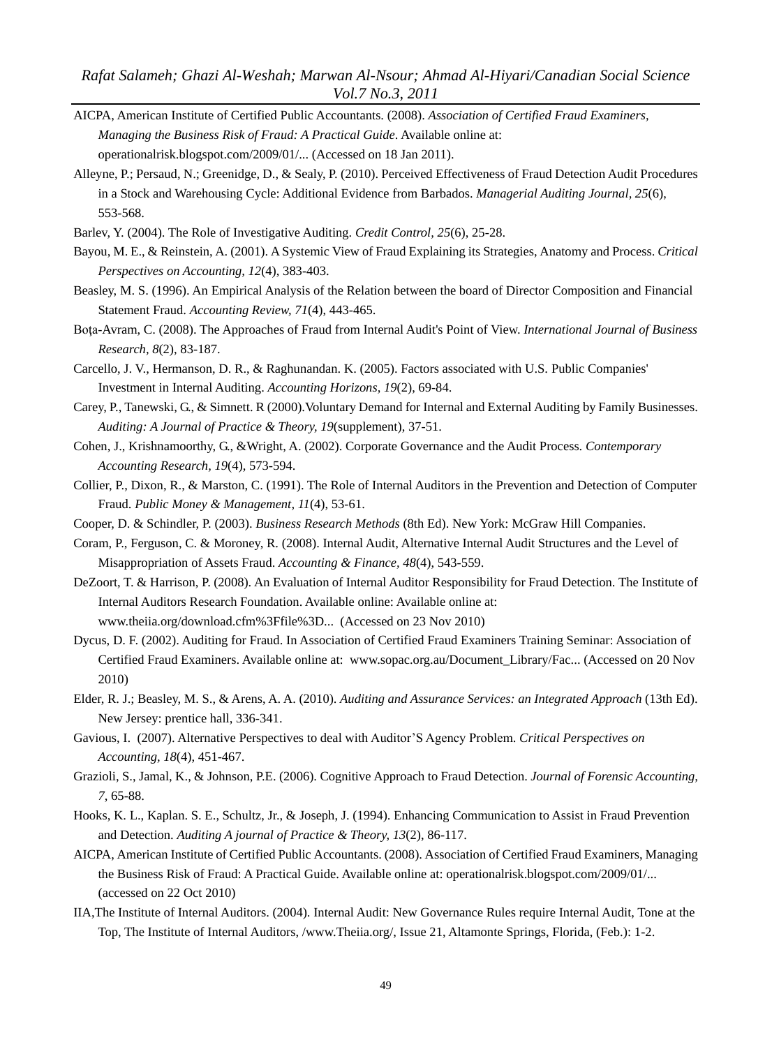AICPA, American Institute of Certified Public Accountants. (2008). *Association of Certified Fraud Examiners, Managing the Business Risk of Fraud: A Practical Guide*. Available online at: operationalrisk.blogspot.com/2009/01/... (Accessed on 18 Jan 2011).

Alleyne, P.; Persaud, N.; Greenidge, D., & Sealy, P. (2010). Perceived Effectiveness of Fraud Detection Audit Procedures in a Stock and Warehousing Cycle: Additional Evidence from Barbados. *Managerial Auditing Journal, 25*(6), 553-568.

Barlev, Y. (2004). The Role of Investigative Auditing. *Credit Control, 25*(6), 25-28.

Bayou, M. E., & Reinstein, A. (2001). A Systemic View of Fraud Explaining its Strategies, Anatomy and Process. *Critical Perspectives on Accounting, 12*(4), 383-403.

Beasley, M. S. (1996). An Empirical Analysis of the Relation between the board of Director Composition and Financial Statement Fraud. *Accounting Review, 71*(4), 443-465.

Boţa-Avram, C. (2008). The Approaches of Fraud from Internal Audit's Point of View. *International Journal of Business Research, 8*(2), 83-187.

Carcello, J. V., Hermanson, D. R., & Raghunandan. K. (2005). Factors associated with U.S. Public Companies' Investment in Internal Auditing. *Accounting Horizons, 19*(2), 69-84.

Carey, P., Tanewski, G., & Simnett. R (2000).Voluntary Demand for Internal and External Auditing by Family Businesses. *Auditing: A Journal of Practice & Theory, 19*(supplement), 37-51.

Cohen, J., Krishnamoorthy, G., &Wright, A. (2002). Corporate Governance and the Audit Process. *Contemporary Accounting Research, 19*(4), 573-594.

Collier, P., Dixon, R., & Marston, C. (1991). The Role of Internal Auditors in the Prevention and Detection of Computer Fraud. *Public Money & Management, 11*(4), 53-61.

Cooper, D. & Schindler, P. (2003). *Business Research Methods* (8th Ed). New York: McGraw Hill Companies.

Coram, P., Ferguson, C. & Moroney, R. (2008). Internal Audit, Alternative Internal Audit Structures and the Level of Misappropriation of Assets Fraud. *Accounting & Finance, 48*(4), 543-559.

DeZoort, T. & Harrison, P. (2008). An Evaluation of Internal Auditor Responsibility for Fraud Detection. The Institute of Internal Auditors Research Foundation. Available online: Available online at: www.theiia.org/download.cfm%3Ffile%3D... (Accessed on 23 Nov 2010)

Dycus, D. F. (2002). Auditing for Fraud. In Association of Certified Fraud Examiners Training Seminar: Association of Certified Fraud Examiners. Available online at: www.sopac.org.au/Document_Library/Fac... (Accessed on 20 Nov 2010)

Elder, R. J.; Beasley, M. S., & Arens, A. A. (2010). *Auditing and Assurance Services: an Integrated Approach* (13th Ed). New Jersey: prentice hall, 336-341.

Gavious, I. (2007). Alternative Perspectives to deal with Auditor'S Agency Problem. *Critical Perspectives on Accounting, 18*(4), 451-467.

Grazioli, S., Jamal, K., & Johnson, P.E. (2006). Cognitive Approach to Fraud Detection. *Journal of Forensic Accounting, 7*, 65-88.

Hooks, K. L., Kaplan. S. E., Schultz, Jr., & Joseph, J. (1994). Enhancing Communication to Assist in Fraud Prevention and Detection. *Auditing A journal of Practice & Theory, 13*(2), 86-117.

AICPA, American Institute of Certified Public Accountants. (2008). Association of Certified Fraud Examiners, Managing the Business Risk of Fraud: A Practical Guide. Available online at: operationalrisk.blogspot.com/2009/01/... (accessed on 22 Oct 2010)

IIA,The Institute of Internal Auditors. (2004). Internal Audit: New Governance Rules require Internal Audit, Tone at the Top, The Institute of Internal Auditors, /www.Theiia.org/, Issue 21, Altamonte Springs, Florida, (Feb.): 1-2.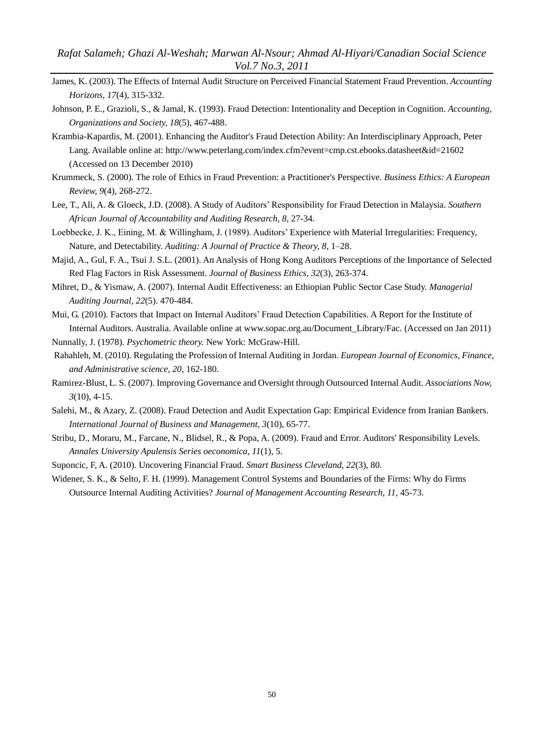James, K. (2003). The Effects of Internal Audit Structure on Perceived Financial Statement Fraud Prevention. *Accounting Horizons, 17*(4), 315-332.

Johnson, P. E., Grazioli, S., & Jamal, K. (1993). Fraud Detection: Intentionality and Deception in Cognition. *Accounting, Organizations and Society, 18*(5), 467-488.

Krambia-Kapardis, M. (2001). Enhancing the Auditor's Fraud Detection Ability: An Interdisciplinary Approach, Peter Lang. Available online at: http://www.peterlang.com/index.cfm?event=cmp.cst.ebooks.datasheet&id=21602 (Accessed on 13 December 2010)

Krummeck, S. (2000). The role of Ethics in Fraud Prevention: a Practitioner's Perspective. *Business Ethics: A European Review, 9*(4), 268-272.

Lee, T., Ali, A. & Gloeck, J.D. (2008). A Study of Auditors' Responsibility for Fraud Detection in Malaysia. *Southern African Journal of Accountability and Auditing Research, 8*, 27-34.

Loebbecke, J. K., Eining, M. & Willingham, J. (1989). Auditors' Experience with Material Irregularities: Frequency, Nature, and Detectability. *Auditing: A Journal of Practice & Theory, 8*, 1–28.

Majid, A., Gul, F. A., Tsui J. S.L. (2001). An Analysis of Hong Kong Auditors Perceptions of the Importance of Selected Red Flag Factors in Risk Assessment. *Journal of Business Ethics, 32*(3), 263-374.

Mihret, D., & Yismaw, A. (2007). Internal Audit Effectiveness: an Ethiopian Public Sector Case Study. *Managerial Auditing Journal, 22*(5). 470-484.

Mui, G. (2010). Factors that Impact on Internal Auditors' Fraud Detection Capabilities. A Report for the Institute of Internal Auditors. Australia. Available online at www.sopac.org.au/Document_Library/Fac. (Accessed on Jan 2011)

Nunnally, J. (1978). *Psychometric theory.* New York: McGraw-Hill.

Rahahleh, M. (2010). Regulating the Profession of Internal Auditing in Jordan. *European Journal of Economics, Finance, and Administrative science, 20*, 162-180.

Ramirez-Blust, L. S. (2007). Improving Governance and Oversight through Outsourced Internal Audit. *Associations Now, 3*(10), 4-15.

Salehi, M., & Azary, Z. (2008). Fraud Detection and Audit Expectation Gap: Empirical Evidence from Iranian Bankers. *International Journal of Business and Management, 3*(10), 65-77.

Stribu, D., Moraru, M., Farcane, N., Blidsel, R., & Popa, A. (2009). Fraud and Error. Auditors' Responsibility Levels. *Annales University Apulensis Series oeconomica, 11*(1), 5.

Suponcic, F, A. (2010). Uncovering Financial Fraud. *Smart Business Cleveland, 22*(3), 80.

Widener, S. K., & Selto, F. H. (1999). Management Control Systems and Boundaries of the Firms: Why do Firms Outsource Internal Auditing Activities? *Journal of Management Accounting Research, 11*, 45-73.